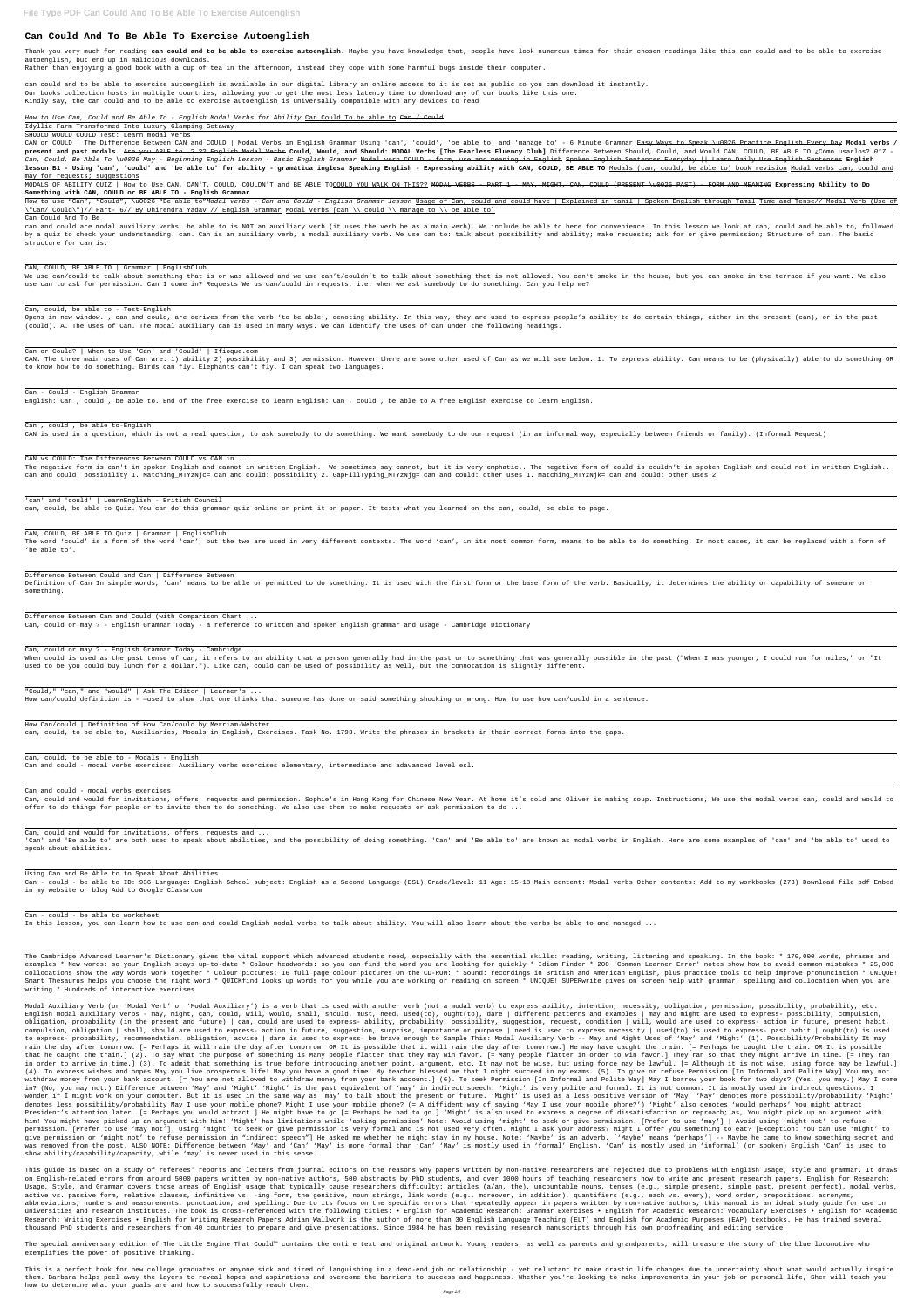# Can Could And To Be Able To Exercise Autoenglish

Thank you very much for reading **can could and to be able to exercise autoenglish**. Maybe you have knowledge that, people have look numerous times for their chosen readings like this can could and to be able to exercise autoenglish, but end up in malicious downloads.
Rather than enjoying a good book with a cup of tea in the afternoon, instead they cope with some harmful bugs inside their computer.

can could and to be able to exercise autoenglish is available in our digital library an online access to it is set as public so you can download it instantly.
Our books collection hosts in multiple countries, allowing you to get the most less latency time to download any of our books like this one.
Kindly say, the can could and to be able to exercise autoenglish is universally compatible with any devices to read

*How to Use Can, Could and Be Able To - English Modal Verbs for Ability* Can Could To be able to ~~Can / Could~~

Idyllic Farm Transformed Into Luxury Glamping Getaway

SHOULD WOULD COULD Test: Learn modal verbs

CAN or COULD | The Difference Between CAN and COULD | Modal Verbs in English Grammar Using 'can', 'could', 'be able to' and 'manage to' - 6 Minute Grammar ~~Easy Ways to Speak \u0026 Practice English Every Day~~ **Modal verbs / present and past modals.** ~~Are you ABLE to..? ?? English Modal Verbs~~ **Could, Would, and Should: MODAL Verbs [The Fearless Fluency Club]** Difference Between Should, Could, and Would CAN, COULD, BE ABLE TO ¿Cómo usarlos? *017 - Can, Could, Be Able To \u0026 May - Beginning English Lesson - Basic English Grammar* Modal verb COULD - form, use and meaning in English Spoken English Sentences Everyday || Learn Daily Use English Sentences **English lesson B1 - Using 'can', 'could' and 'be able to' for ability - gramática inglesa Speaking English - Expressing ability with CAN, COULD, BE ABLE TO** Modals (can, could, be able to) book revision Modal verbs can, could and may for requests; suggestions

MODALS OF ABILITY QUIZ | How to Use CAN, CAN'T, COULD, COULDN'T and BE ABLE TOCOULD YOU WALK ON THIS?? ~~MODAL VERBS - PART 1 - MAY, MIGHT, CAN, COULD (PRESENT \u0026 PAST) - FORM AND MEANING~~ **Expressing Ability to Do Something with CAN, COULD or BE ABLE TO - English Grammar**

How to use "Can", "Could", \u0026 "Be able to"*Modal verbs - Can and Could - English Grammar lesson* Usage of Can, could and could have | Explained in tamil | Spoken English through Tamil Time and Tense// Modal Verb (Use of \"Can/ Could\")// Part- 6// By Dhirendra Yadav // English Grammar Modal Verbs [can \\ could \\ manage to \\ be able to]

Can Could And To Be

can and could are modal auxiliary verbs. be able to is NOT an auxiliary verb (it uses the verb be as a main verb). We include be able to here for convenience. In this lesson we look at can, could and be able to, followed by a quiz to check your understanding. can. Can is an auxiliary verb, a modal auxiliary verb. We use can to: talk about possibility and ability; make requests; ask for or give permission; Structure of can. The basic structure for can is:

CAN, COULD, BE ABLE TO | Grammar | EnglishClub

We use can/could to talk about something that is or was allowed and we use can't/couldn't to talk about something that is not allowed. You can't smoke in the house, but you can smoke in the terrace if you want. We also use can to ask for permission. Can I come in? Requests We us can/could in requests, i.e. when we ask somebody to do something. Can you help me?

Can, could, be able to - Test-English

Opens in new window. , can and could, are derives from the verb 'to be able', denoting ability. In this way, they are used to express people's ability to do certain things, either in the present (can), or in the past (could). A. The Uses of Can. The modal auxiliary can is used in many ways. We can identify the uses of can under the following headings.

Can or Could? | When to Use 'Can' and 'Could' | Ifioque.com

CAN. The three main uses of Can are: 1) ability 2) possibility and 3) permission. However there are some other used of Can as we will see below. 1. To express ability. Can means to be (physically) able to do something OR to know how to do something. Birds can fly. Elephants can't fly. I can speak two languages.

Can - Could - English Grammar

English: Can , could , be able to. End of the free exercise to learn English: Can , could , be able to A free English exercise to learn English.

Can , could , be able to-English

CAN is used in a question, which is not a real question, to ask somebody to do something. We want somebody to do our request (in an informal way, especially between friends or family). (Informal Request)

CAN vs COULD: The Differences Between COULD vs CAN in ...

The negative form is can't in spoken English and cannot in written English.. We sometimes say cannot, but it is very emphatic.. The negative form of could is couldn't in spoken English and could not in written English.. can and could: possibility 1. Matching_MTYzNjc= can and could: possibility 2. GapFillTyping_MTYzNjg= can and could: other uses 1. Matching_MTYzNjk= can and could: other uses 2

'can' and 'could' | LearnEnglish - British Council

can, could, be able to Quiz. You can do this grammar quiz online or print it on paper. It tests what you learned on the can, could, be able to page.

CAN, COULD, BE ABLE TO Quiz | Grammar | EnglishClub

The word 'could' is a form of the word 'can', but the two are used in very different contexts. The word 'can', in its most common form, means to be able to do something. In most cases, it can be replaced with a form of 'be able to'.

Difference Between Could and Can | Difference Between

Definition of Can In simple words, 'can' means to be able or permitted to do something. It is used with the first form or the base form of the verb. Basically, it determines the ability or capability of someone or something.

Difference Between Can and Could (with Comparison Chart ...

Can, could or may ? - English Grammar Today - a reference to written and spoken English grammar and usage - Cambridge Dictionary

Can, could or may ? - English Grammar Today - Cambridge ...

When could is used as the past tense of can, it refers to an ability that a person generally had in the past or to something that was generally possible in the past ("When I was younger, I could run for miles," or "It used to be you could buy lunch for a dollar."). Like can, could can be used of possibility as well, but the connotation is slightly different.

"Could," "can," and "would" | Ask The Editor | Learner's ...

How can/could definition is - —used to show that one thinks that someone has done or said something shocking or wrong. How to use how can/could in a sentence.

How Can/could | Definition of How Can/could by Merriam-Webster

can, could, to be able to, Auxiliaries, Modals in English, Exercises. Task No. 1793. Write the phrases in brackets in their correct forms into the gaps.

can, could, to be able to - Modals - English

Can and could - modal verbs exercises. Auxiliary verbs exercises elementary, intermediate and adavanced level esl.

Can and could - modal verbs exercises

Can, could and would for invitations, offers, requests and permission. Sophie's in Hong Kong for Chinese New Year. At home it's cold and Oliver is making soup. Instructions, We use the modal verbs can, could and would to offer to do things for people or to invite them to do something. We also use them to make requests or ask permission to do ...

Can, could and would for invitations, offers, requests and ...

'Can' and 'Be able to' are both used to speak about abilities, and the possibility of doing something. 'Can' and 'Be able to' are known as modal verbs in English. Here are some examples of 'can' and 'be able to' used to speak about abilities.

Using Can and Be Able to to Speak About Abilities

Can - could - be able to ID: 936 Language: English School subject: English as a Second Language (ESL) Grade/level: 11 Age: 15-18 Main content: Modal verbs Other contents: Add to my workbooks (273) Download file pdf Embed in my website or blog Add to Google Classroom

Can - could - be able to worksheet

In this lesson, you can learn how to use can and could English modal verbs to talk about ability. You will also learn about the verbs be able to and managed ...

The Cambridge Advanced Learner's Dictionary gives the vital support which advanced students need, especially with the essential skills: reading, writing, listening and speaking. In the book: * 170,000 words, phrases and examples * New words: so your English stays up-to-date * Colour headwords: so you can find the word you are looking for quickly * Idiom Finder * 200 'Common Learner Error' notes show how to avoid common mistakes * 25,000 collocations show the way words work together * Colour pictures: 16 full page colour pictures On the CD-ROM: * Sound: recordings in British and American English, plus practice tools to help improve pronunciation * UNIQUE! Smart Thesaurus helps you choose the right word * QUICKfind looks up words for you while you are working or reading on screen * UNIQUE! SUPERwrite gives on screen help with grammar, spelling and collocation when you are writing * Hundreds of interactive exercises

Modal Auxiliary Verb (or 'Modal Verb' or 'Modal Auxiliary') is a verb that is used with another verb (not a modal verb) to express ability, intention, necessity, obligation, permission, possibility, probability, etc. English modal auxiliary verbs - may, might, can, could, will, would, shall, should, must, need, used(to), ought(to), dare | different patterns and examples | may and might are used to express- possibility, compulsion, obligation, probability (in the present and future) | can, could are used to express- ability, probability, possibility, suggestion, request, condition | will, would are used to express- action in future, present habit, compulsion, obligation | shall, should are used to express- action in future, suggestion, surprise, importance or purpose | need is used to express necessity | used(to) is used to express- past habit | ought(to) is used to express- probability, recommendation, obligation, advise | dare is used to express- be brave enough to Sample This: Modal Auxiliary Verb -- May and Might Uses of 'May' and 'Might' (1). Possibility/Probability It may rain the day after tomorrow. [= Perhaps it will rain the day after tomorrow. OR It is possible that it will rain the day after tomorrow.] He may have caught the train. [= Perhaps he caught the train. OR It is possible that he caught the train.] (2). To say what the purpose of something is Many people flatter that they may win favor. [= Many people flatter in order to win favor.] They ran so that they might arrive in time. [= They ran in order to arrive in time.] (3). To admit that something is true before introducing another point, argument, etc. It may not be wise, but using force may be lawful. [= Although it is not wise, using force may be lawful.] (4). To express wishes and hopes May you live prosperous life! May you have a good time! My teacher blessed me that I might succeed in my exams. (5). To give or refuse Permission [In Informal and Polite Way] You may not withdraw money from your bank account. [= You are not allowed to withdraw money from your bank account.] (6). To seek Permission [In Formal and Polite Way] May I borrow your book for two days? (Yes, you may.) May I come in? (No, you may not.) Difference between 'May' and 'Might' 'Might' is the past equivalent of 'may' in indirect speech. 'Might' is very polite and formal. It is not common. It is mostly used in indirect questions. I wonder if I might work on your computer. But it is used in the same way as 'may' to talk about the present or future. 'Might' is used as a less positive version of 'May' 'May' denotes more possibility/probability 'Might' denotes less possibility/probability May I use your mobile phone? Might I use your mobile phone? (= A diffident way of saying 'May I use your mobile phone?') 'Might' also denotes 'would perhaps' You might attract President's attention later. [= Perhaps you would attract.] He might have to go [= Perhaps he had to go.] 'Might' is also used to express a degree of dissatisfaction or reproach; as, You might pick up an argument with him! You might have picked up an argument with him! 'Might' has limitations while 'asking permission' Note: Avoid using 'might' to seek or give permission. [Prefer to use 'may'] | Avoid using 'might not' to refuse permission. [Prefer to use 'may not']. Using 'might' to seek or give permission is very formal and is not used very often. Might I ask your address? Might I offer you something to eat? [Exception: You can use 'might' to give permission or 'might not' to refuse permission in "indirect speech"] He asked me whether he might stay in my house. Note: 'Maybe' is an adverb. ['Maybe' means 'perhaps'] -- Maybe he came to know something secret and was removed from the post. ALSO NOTE: Difference between 'May' and 'Can' 'May' is more formal than 'Can' 'May' is mostly used in 'formal' English. 'Can' is mostly used in 'informal' (or spoken) English 'Can' is used to show ability/capability/capacity, while 'may' is never used in this sense.

This guide is based on a study of referees' reports and letters from journal editors on the reasons why papers written by non-native researchers are rejected due to problems with English usage, style and grammar. It draws on English-related errors from around 5000 papers written by non-native authors, 500 abstracts by PhD students, and over 1000 hours of teaching researchers how to write and present research papers. English for Research: Usage, Style, and Grammar covers those areas of English usage that typically cause researchers difficulty: articles (a/an, the), uncountable nouns, tenses (e.g., simple present, simple past, present perfect), modal verbs, active vs. passive form, relative clauses, infinitive vs. -ing form, the genitive, noun strings, link words (e.g., moreover, in addition), quantifiers (e.g., each vs. every), word order, prepositions, acronyms, abbreviations, numbers and measurements, punctuation, and spelling. Due to its focus on the specific errors that repeatedly appear in papers written by non-native authors, this manual is an ideal study guide for use in universities and research institutes. The book is cross-referenced with the following titles: • English for Academic Research: Grammar Exercises • English for Academic Research: Vocabulary Exercises • English for Academic Research: Writing Exercises • English for Writing Research Papers Adrian Wallwork is the author of more than 30 English Language Teaching (ELT) and English for Academic Purposes (EAP) textbooks. He has trained several thousand PhD students and researchers from 40 countries to prepare and give presentations. Since 1984 he has been revising research manuscripts through his own proofreading and editing service.

The special anniversary edition of The Little Engine That Could™ contains the entire text and original artwork. Young readers, as well as parents and grandparents, will treasure the story of the blue locomotive who exemplifies the power of positive thinking.

This is a perfect book for new college graduates or anyone sick and tired of languishing in a dead-end job or relationship - yet reluctant to make drastic life changes due to uncertainty about what would actually inspire them. Barbara helps peel away the layers to reveal hopes and aspirations and overcome the barriers to success and happiness. Whether you're looking to make improvements in your job or personal life, Sher will teach you how to determine what your goals are and how to successfully reach them.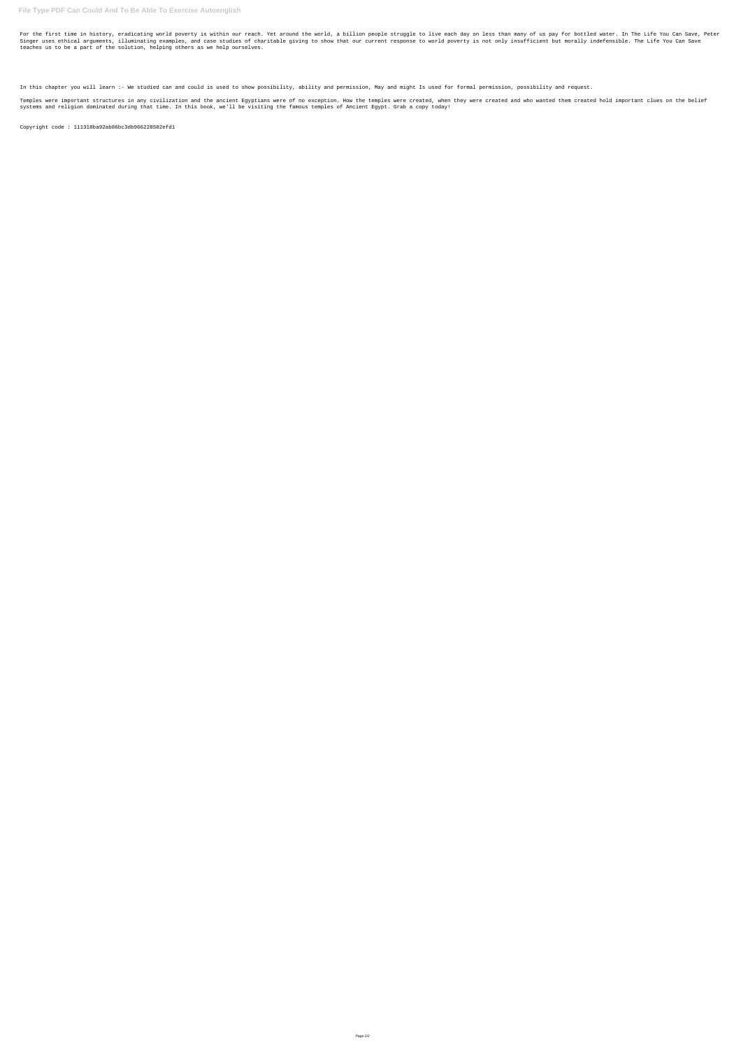For the first time in history, eradicating world poverty is within our reach. Yet around the world, a billion people struggle to live each day on less than many of us pay for bottled water. In The Life You Can Save, Peter Singer uses ethical arguments, illuminating examples, and case studies of charitable giving to show that our current response to world poverty is not only insufficient but morally indefensible. The Life You Can Save teaches us to be a part of the solution, helping others as we help ourselves.

In this chapter you will learn :- We studied can and could is used to show possibility, ability and permission, May and might Is used for formal permission, possibility and request.

Temples were important structures in any civilization and the ancient Egyptians were of no exception. How the temples were created, when they were created and who wanted them created hold important clues on the belief systems and religion dominated during that time. In this book, we'll be visiting the famous temples of Ancient Egypt. Grab a copy today!

Copyright code : 111318ba92ab86bc3db966228502efd1